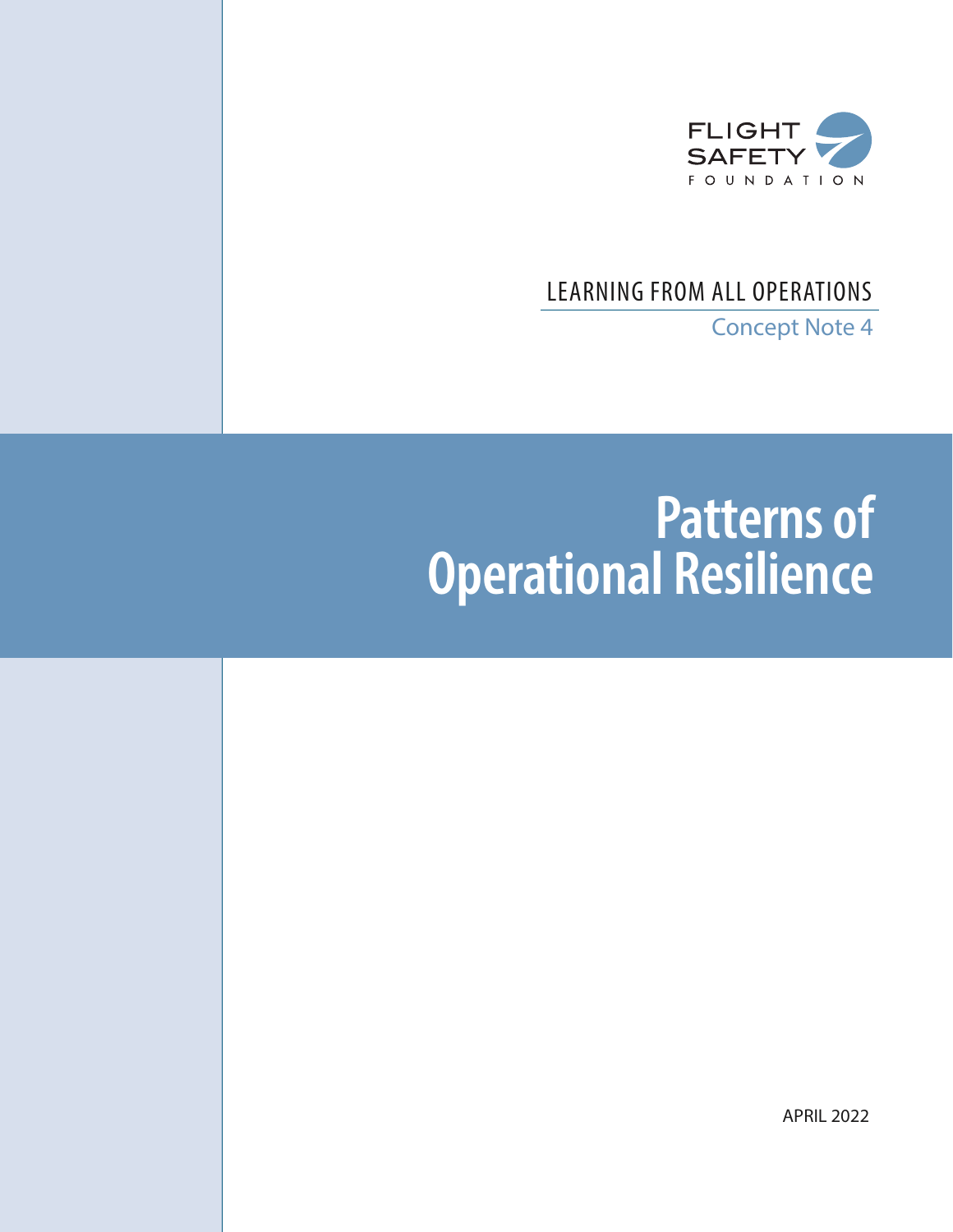FLIGHT SAFETY FOUNDATION

LEARNING FROM ALL OPERATIONS

Concept Note 4

# Patterns of Operational Resilience

APRIL 2022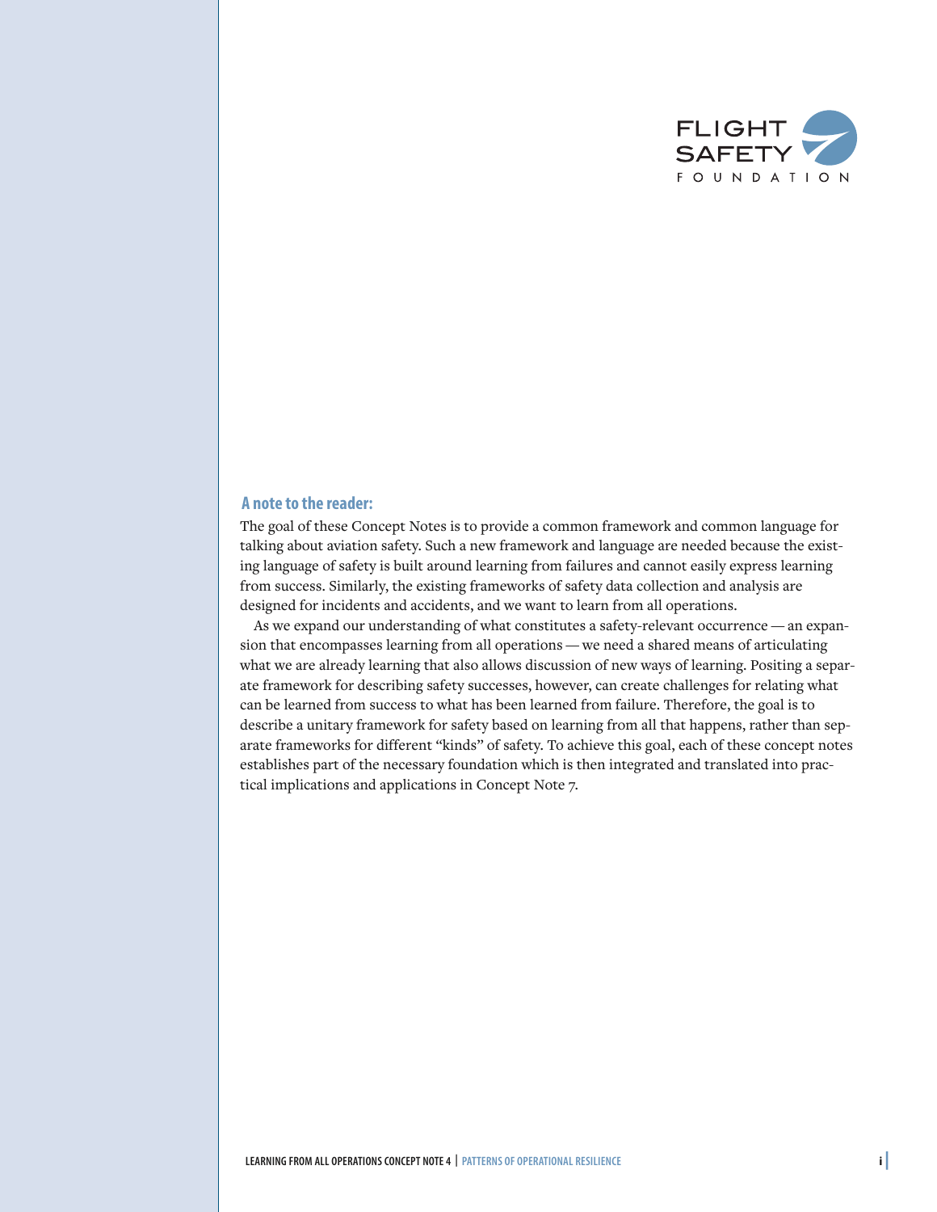## A note to the reader:

The goal of these Concept Notes is to provide a common framework and common language for talking about aviation safety. Such a new framework and language are needed because the existing language of safety is built around learning from failures and cannot easily express learning from success. Similarly, the existing frameworks of safety data collection and analysis are designed for incidents and accidents, and we want to learn from all operations.

As we expand our understanding of what constitutes a safety-relevant occurrence — an expansion that encompasses learning from all operations — we need a shared means of articulating what we are already learning that also allows discussion of new ways of learning. Positing a separate framework for describing safety successes, however, can create challenges for relating what can be learned from success to what has been learned from failure. Therefore, the goal is to describe a unitary framework for safety based on learning from all that happens, rather than separate frameworks for different "kinds" of safety. To achieve this goal, each of these concept notes establishes part of the necessary foundation which is then integrated and translated into practical implications and applications in Concept Note 7.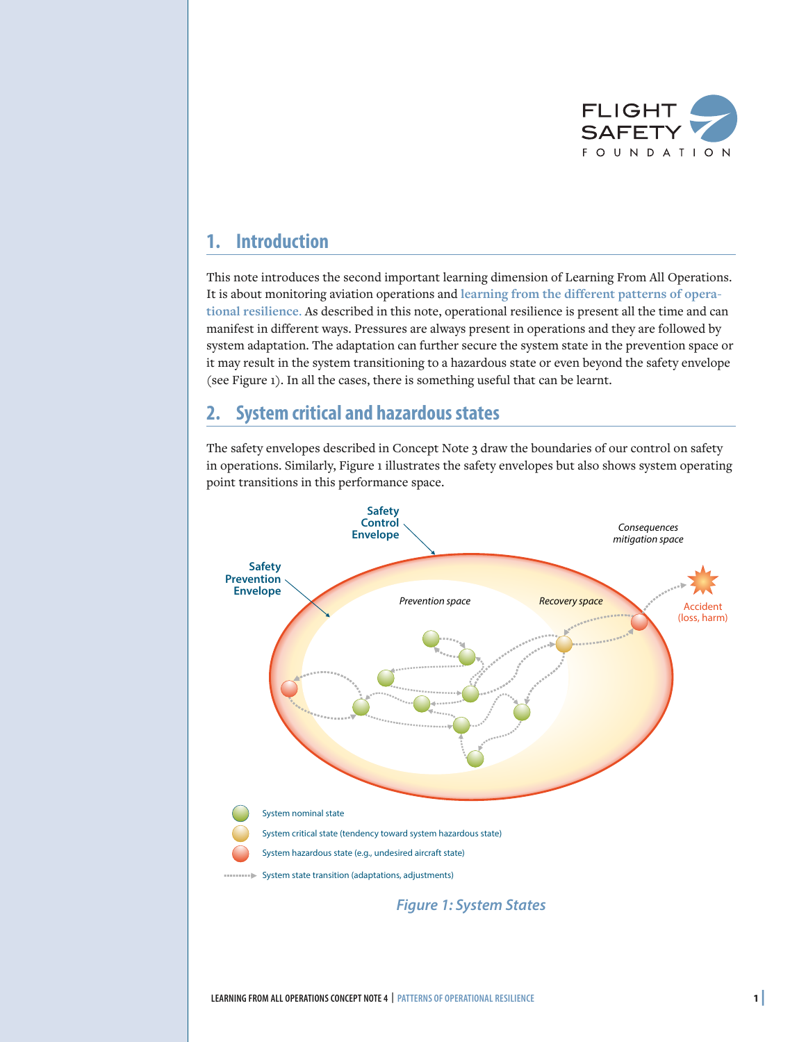## 1. Introduction

This note introduces the second important learning dimension of Learning From All Operations. It is about monitoring aviation operations and learning from the different patterns of operational resilience. As described in this note, operational resilience is present all the time and can manifest in different ways. Pressures are always present in operations and they are followed by system adaptation. The adaptation can further secure the system state in the prevention space or it may result in the system transitioning to a hazardous state or even beyond the safety envelope (see Figure 1). In all the cases, there is something useful that can be learnt.

## 2. System critical and hazardous states

The safety envelopes described in Concept Note 3 draw the boundaries of our control on safety in operations. Similarly, Figure 1 illustrates the safety envelopes but also shows system operating point transitions in this performance space.

*Figure 1: System States*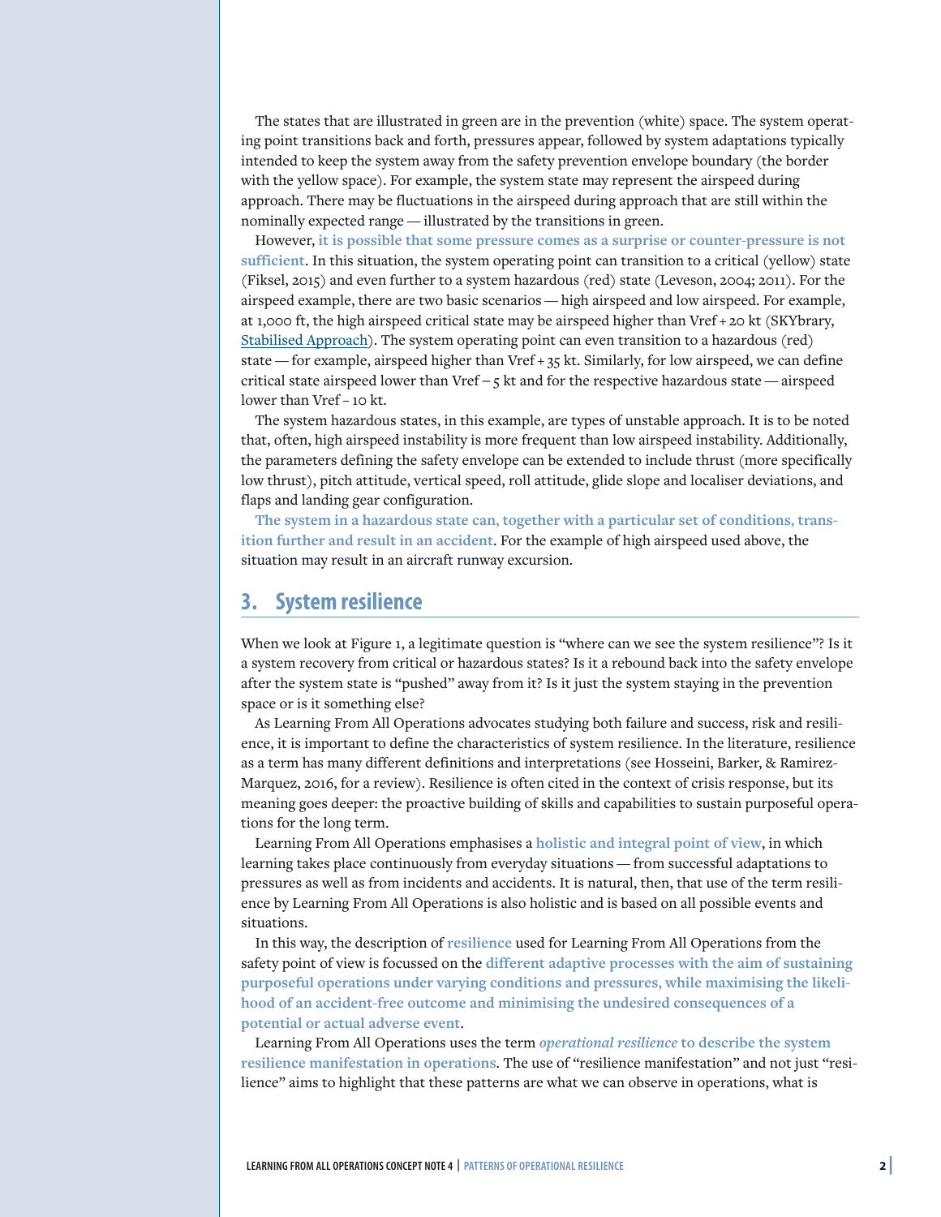The states that are illustrated in green are in the prevention (white) space. The system operating point transitions back and forth, pressures appear, followed by system adaptations typically intended to keep the system away from the safety prevention envelope boundary (the border with the yellow space). For example, the system state may represent the airspeed during approach. There may be fluctuations in the airspeed during approach that are still within the nominally expected range — illustrated by the transitions in green.

However, **it is possible that some pressure comes as a surprise or counter-pressure is not sufficient**. In this situation, the system operating point can transition to a critical (yellow) state (Fiksel, 2015) and even further to a system hazardous (red) state (Leveson, 2004; 2011). For the airspeed example, there are two basic scenarios — high airspeed and low airspeed. For example, at 1,000 ft, the high airspeed critical state may be airspeed higher than Vref + 20 kt (SKYbrary, Stabilised Approach). The system operating point can even transition to a hazardous (red) state — for example, airspeed higher than Vref + 35 kt. Similarly, for low airspeed, we can define critical state airspeed lower than Vref – 5 kt and for the respective hazardous state — airspeed lower than Vref – 10 kt.

The system hazardous states, in this example, are types of unstable approach. It is to be noted that, often, high airspeed instability is more frequent than low airspeed instability. Additionally, the parameters defining the safety envelope can be extended to include thrust (more specifically low thrust), pitch attitude, vertical speed, roll attitude, glide slope and localiser deviations, and flaps and landing gear configuration.

**The system in a hazardous state can, together with a particular set of conditions, transition further and result in an accident**. For the example of high airspeed used above, the situation may result in an aircraft runway excursion.

## 3. System resilience

When we look at Figure 1, a legitimate question is "where can we see the system resilience"? Is it a system recovery from critical or hazardous states? Is it a rebound back into the safety envelope after the system state is "pushed" away from it? Is it just the system staying in the prevention space or is it something else?

As Learning From All Operations advocates studying both failure and success, risk and resilience, it is important to define the characteristics of system resilience. In the literature, resilience as a term has many different definitions and interpretations (see Hosseini, Barker, & Ramirez-Marquez, 2016, for a review). Resilience is often cited in the context of crisis response, but its meaning goes deeper: the proactive building of skills and capabilities to sustain purposeful operations for the long term.

Learning From All Operations emphasises a **holistic and integral point of view**, in which learning takes place continuously from everyday situations — from successful adaptations to pressures as well as from incidents and accidents. It is natural, then, that use of the term resilience by Learning From All Operations is also holistic and is based on all possible events and situations.

In this way, the description of **resilience** used for Learning From All Operations from the safety point of view is focussed on the **different adaptive processes with the aim of sustaining purposeful operations under varying conditions and pressures, while maximising the likelihood of an accident-free outcome and minimising the undesired consequences of a potential or actual adverse event**.

Learning From All Operations uses the term ***operational resilience*** **to describe the system resilience manifestation in operations**. The use of "resilience manifestation" and not just "resilience" aims to highlight that these patterns are what we can observe in operations, what is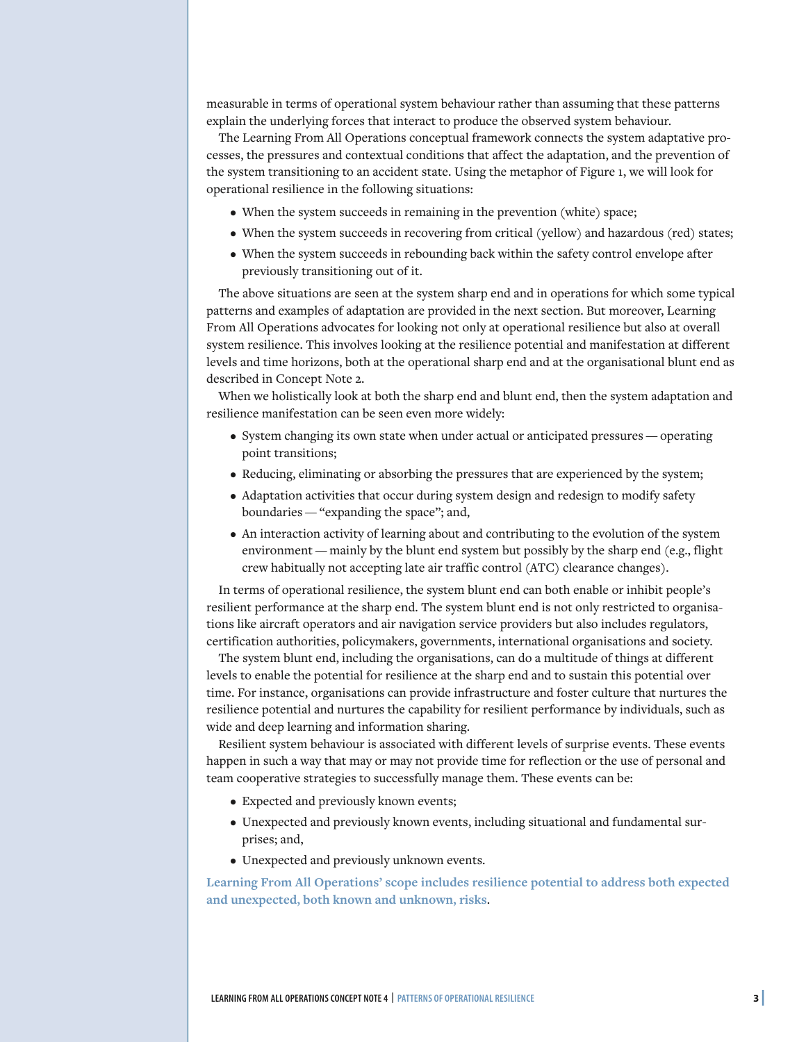measurable in terms of operational system behaviour rather than assuming that these patterns explain the underlying forces that interact to produce the observed system behaviour.

The Learning From All Operations conceptual framework connects the system adaptative processes, the pressures and contextual conditions that affect the adaptation, and the prevention of the system transitioning to an accident state. Using the metaphor of Figure 1, we will look for operational resilience in the following situations:

- When the system succeeds in remaining in the prevention (white) space;
- When the system succeeds in recovering from critical (yellow) and hazardous (red) states;
- When the system succeeds in rebounding back within the safety control envelope after previously transitioning out of it.

The above situations are seen at the system sharp end and in operations for which some typical patterns and examples of adaptation are provided in the next section. But moreover, Learning From All Operations advocates for looking not only at operational resilience but also at overall system resilience. This involves looking at the resilience potential and manifestation at different levels and time horizons, both at the operational sharp end and at the organisational blunt end as described in Concept Note 2.

When we holistically look at both the sharp end and blunt end, then the system adaptation and resilience manifestation can be seen even more widely:

- System changing its own state when under actual or anticipated pressures — operating point transitions;
- Reducing, eliminating or absorbing the pressures that are experienced by the system;
- Adaptation activities that occur during system design and redesign to modify safety boundaries — "expanding the space"; and,
- An interaction activity of learning about and contributing to the evolution of the system environment — mainly by the blunt end system but possibly by the sharp end (e.g., flight crew habitually not accepting late air traffic control (ATC) clearance changes).

In terms of operational resilience, the system blunt end can both enable or inhibit people's resilient performance at the sharp end. The system blunt end is not only restricted to organisations like aircraft operators and air navigation service providers but also includes regulators, certification authorities, policymakers, governments, international organisations and society.

The system blunt end, including the organisations, can do a multitude of things at different levels to enable the potential for resilience at the sharp end and to sustain this potential over time. For instance, organisations can provide infrastructure and foster culture that nurtures the resilience potential and nurtures the capability for resilient performance by individuals, such as wide and deep learning and information sharing.

Resilient system behaviour is associated with different levels of surprise events. These events happen in such a way that may or may not provide time for reflection or the use of personal and team cooperative strategies to successfully manage them. These events can be:

- Expected and previously known events;
- Unexpected and previously known events, including situational and fundamental surprises; and,
- Unexpected and previously unknown events.

**Learning From All Operations' scope includes resilience potential to address both expected and unexpected, both known and unknown, risks**.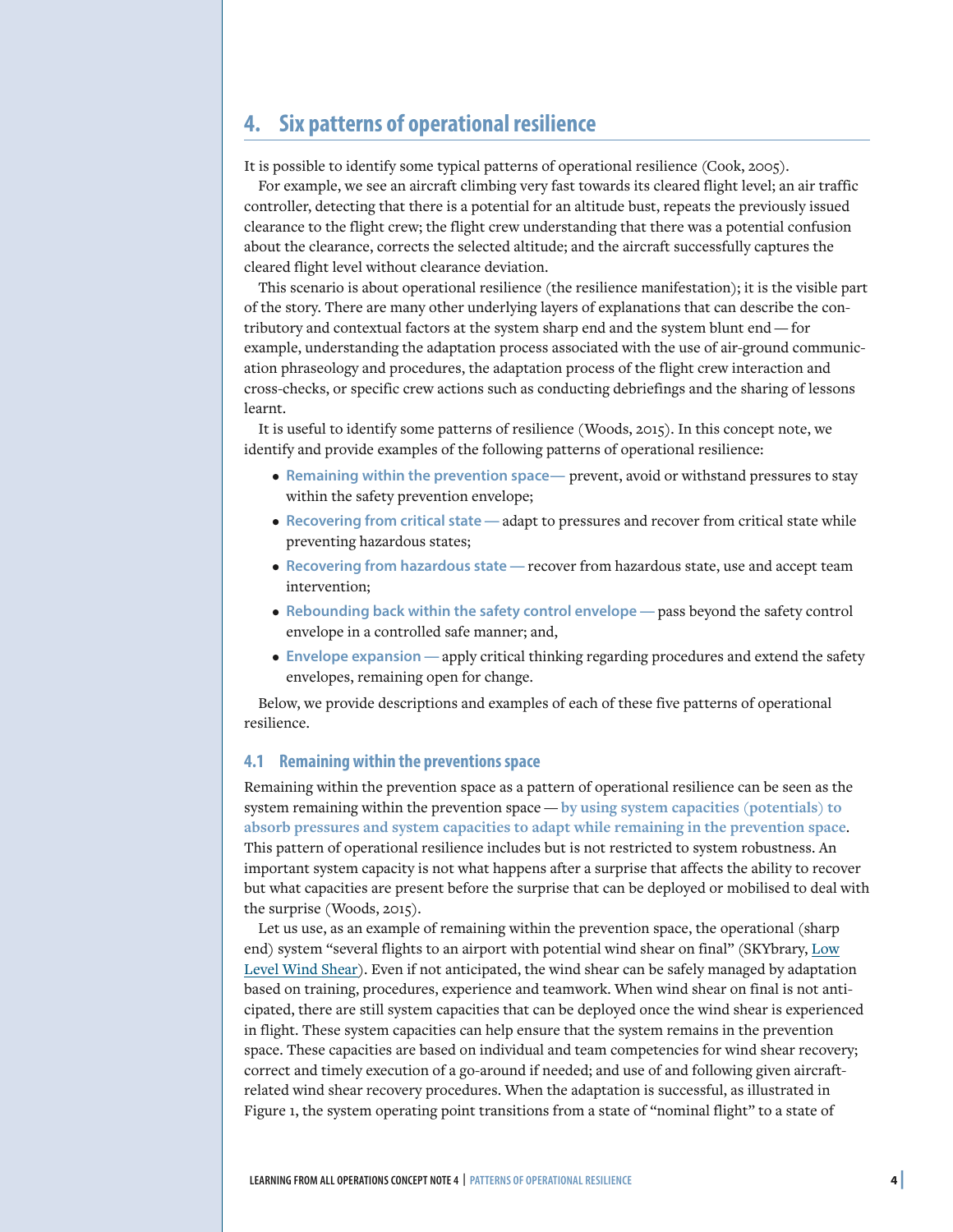## 4. Six patterns of operational resilience

It is possible to identify some typical patterns of operational resilience (Cook, 2005).

For example, we see an aircraft climbing very fast towards its cleared flight level; an air traffic controller, detecting that there is a potential for an altitude bust, repeats the previously issued clearance to the flight crew; the flight crew understanding that there was a potential confusion about the clearance, corrects the selected altitude; and the aircraft successfully captures the cleared flight level without clearance deviation.

This scenario is about operational resilience (the resilience manifestation); it is the visible part of the story. There are many other underlying layers of explanations that can describe the contributory and contextual factors at the system sharp end and the system blunt end — for example, understanding the adaptation process associated with the use of air-ground communication phraseology and procedures, the adaptation process of the flight crew interaction and cross-checks, or specific crew actions such as conducting debriefings and the sharing of lessons learnt.

It is useful to identify some patterns of resilience (Woods, 2015). In this concept note, we identify and provide examples of the following patterns of operational resilience:

- **Remaining within the prevention space—** prevent, avoid or withstand pressures to stay within the safety prevention envelope;
- **Recovering from critical state —** adapt to pressures and recover from critical state while preventing hazardous states;
- **Recovering from hazardous state —** recover from hazardous state, use and accept team intervention;
- **Rebounding back within the safety control envelope —** pass beyond the safety control envelope in a controlled safe manner; and,
- **Envelope expansion —** apply critical thinking regarding procedures and extend the safety envelopes, remaining open for change.

Below, we provide descriptions and examples of each of these five patterns of operational resilience.

### 4.1 Remaining within the preventions space

Remaining within the prevention space as a pattern of operational resilience can be seen as the system remaining within the prevention space — **by using system capacities (potentials) to absorb pressures and system capacities to adapt while remaining in the prevention space**. This pattern of operational resilience includes but is not restricted to system robustness. An important system capacity is not what happens after a surprise that affects the ability to recover but what capacities are present before the surprise that can be deployed or mobilised to deal with the surprise (Woods, 2015).

Let us use, as an example of remaining within the prevention space, the operational (sharp end) system "several flights to an airport with potential wind shear on final" (SKYbrary, Low Level Wind Shear). Even if not anticipated, the wind shear can be safely managed by adaptation based on training, procedures, experience and teamwork. When wind shear on final is not anticipated, there are still system capacities that can be deployed once the wind shear is experienced in flight. These system capacities can help ensure that the system remains in the prevention space. These capacities are based on individual and team competencies for wind shear recovery; correct and timely execution of a go-around if needed; and use of and following given aircraft-related wind shear recovery procedures. When the adaptation is successful, as illustrated in Figure 1, the system operating point transitions from a state of "nominal flight" to a state of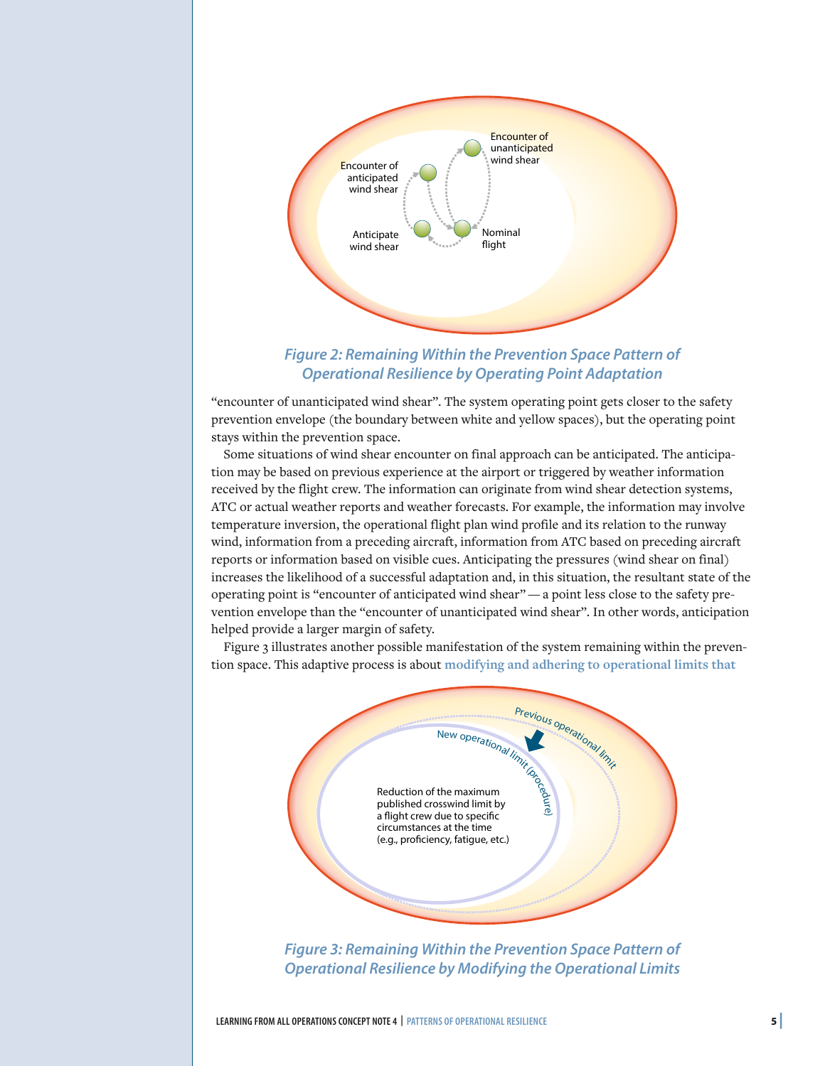*Figure 2: Remaining Within the Prevention Space Pattern of Operational Resilience by Operating Point Adaptation*

"encounter of unanticipated wind shear". The system operating point gets closer to the safety prevention envelope (the boundary between white and yellow spaces), but the operating point stays within the prevention space.

Some situations of wind shear encounter on final approach can be anticipated. The anticipation may be based on previous experience at the airport or triggered by weather information received by the flight crew. The information can originate from wind shear detection systems, ATC or actual weather reports and weather forecasts. For example, the information may involve temperature inversion, the operational flight plan wind profile and its relation to the runway wind, information from a preceding aircraft, information from ATC based on preceding aircraft reports or information based on visible cues. Anticipating the pressures (wind shear on final) increases the likelihood of a successful adaptation and, in this situation, the resultant state of the operating point is "encounter of anticipated wind shear" — a point less close to the safety prevention envelope than the "encounter of unanticipated wind shear". In other words, anticipation helped provide a larger margin of safety.

Figure 3 illustrates another possible manifestation of the system remaining within the prevention space. This adaptive process is about **modifying and adhering to operational limits that**

*Figure 3: Remaining Within the Prevention Space Pattern of Operational Resilience by Modifying the Operational Limits*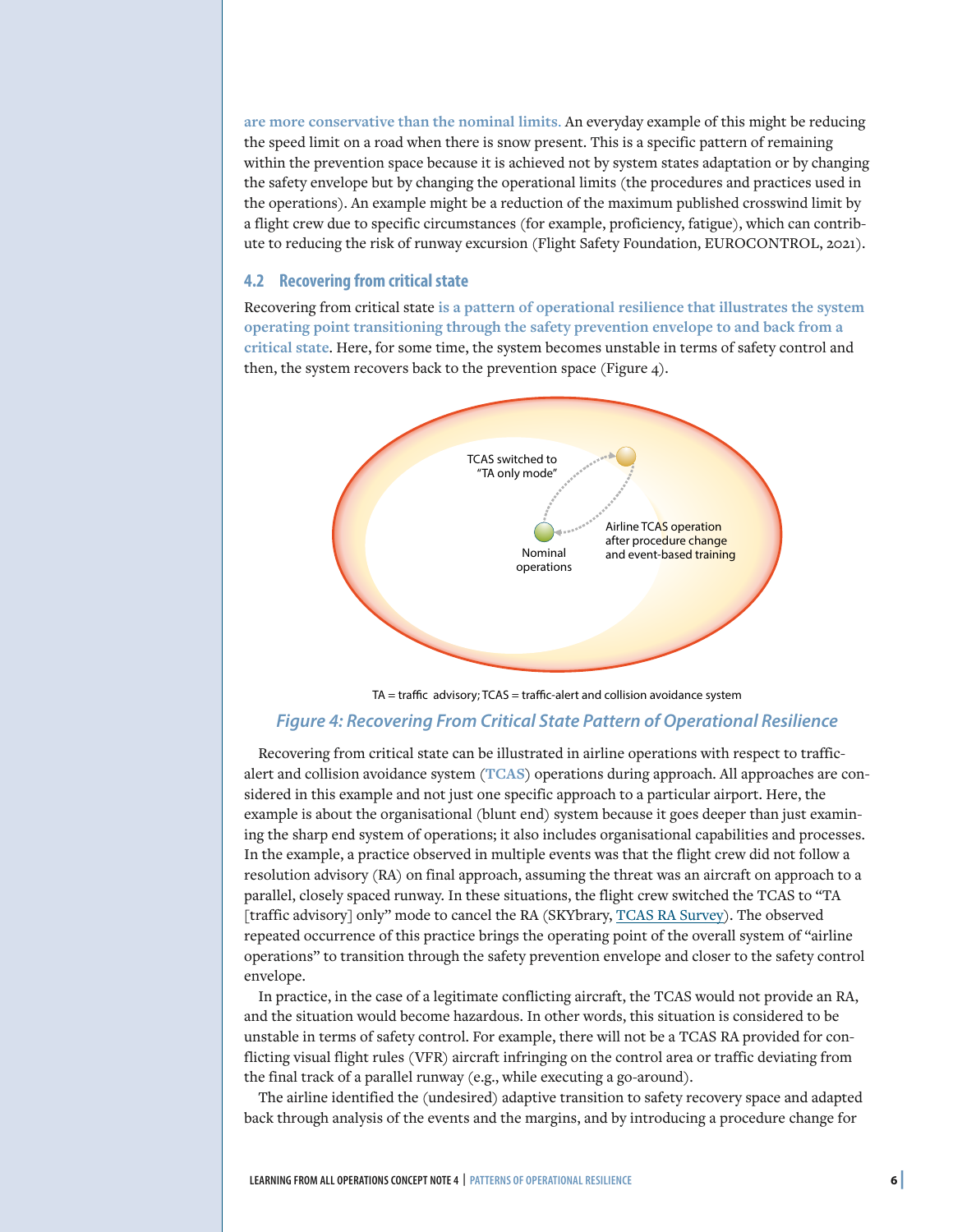**are more conservative than the nominal limits.** An everyday example of this might be reducing the speed limit on a road when there is snow present. This is a specific pattern of remaining within the prevention space because it is achieved not by system states adaptation or by changing the safety envelope but by changing the operational limits (the procedures and practices used in the operations). An example might be a reduction of the maximum published crosswind limit by a flight crew due to specific circumstances (for example, proficiency, fatigue), which can contribute to reducing the risk of runway excursion (Flight Safety Foundation, EUROCONTROL, 2021).

### 4.2 Recovering from critical state

Recovering from critical state **is a pattern of operational resilience that illustrates the system operating point transitioning through the safety prevention envelope to and back from a critical state**. Here, for some time, the system becomes unstable in terms of safety control and then, the system recovers back to the prevention space (Figure 4).

TA = traffic advisory; TCAS = traffic-alert and collision avoidance system

*Figure 4: Recovering From Critical State Pattern of Operational Resilience*

Recovering from critical state can be illustrated in airline operations with respect to traffic-alert and collision avoidance system (**TCAS**) operations during approach. All approaches are considered in this example and not just one specific approach to a particular airport. Here, the example is about the organisational (blunt end) system because it goes deeper than just examining the sharp end system of operations; it also includes organisational capabilities and processes. In the example, a practice observed in multiple events was that the flight crew did not follow a resolution advisory (RA) on final approach, assuming the threat was an aircraft on approach to a parallel, closely spaced runway. In these situations, the flight crew switched the TCAS to "TA [traffic advisory] only" mode to cancel the RA (SKYbrary, TCAS RA Survey). The observed repeated occurrence of this practice brings the operating point of the overall system of "airline operations" to transition through the safety prevention envelope and closer to the safety control envelope.

In practice, in the case of a legitimate conflicting aircraft, the TCAS would not provide an RA, and the situation would become hazardous. In other words, this situation is considered to be unstable in terms of safety control. For example, there will not be a TCAS RA provided for conflicting visual flight rules (VFR) aircraft infringing on the control area or traffic deviating from the final track of a parallel runway (e.g., while executing a go-around).

The airline identified the (undesired) adaptive transition to safety recovery space and adapted back through analysis of the events and the margins, and by introducing a procedure change for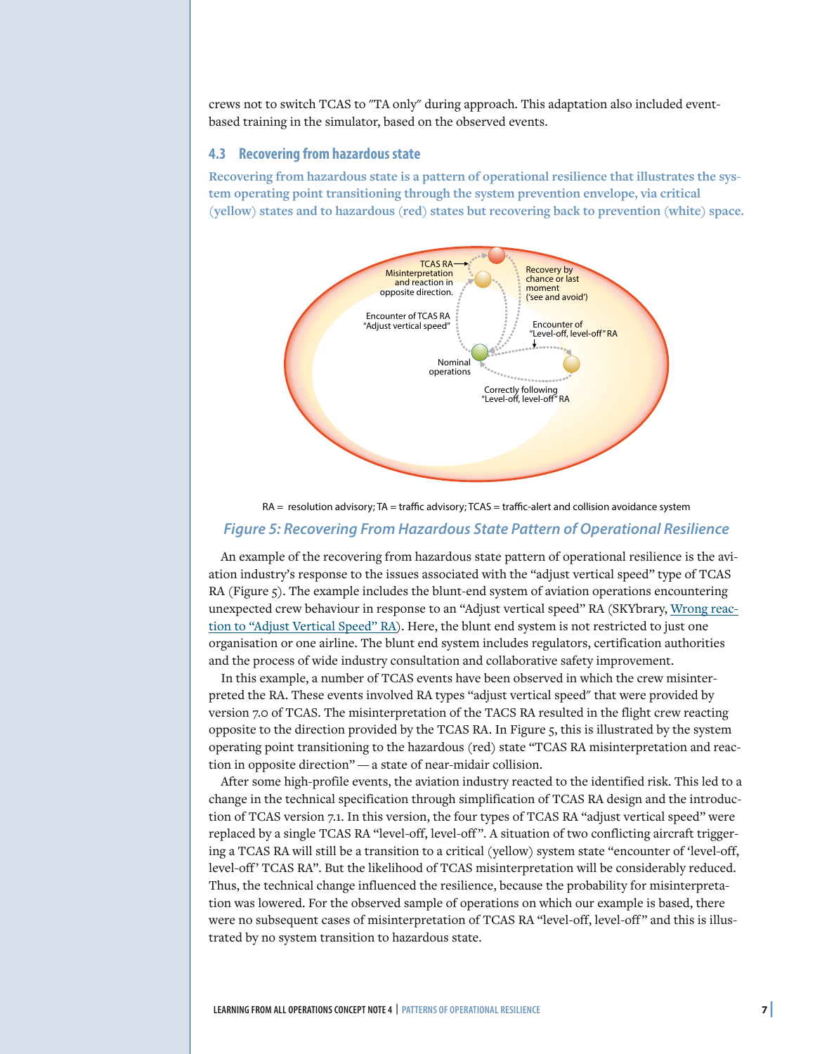crews not to switch TCAS to "TA only" during approach. This adaptation also included event-based training in the simulator, based on the observed events.

### 4.3 Recovering from hazardous state

**Recovering from hazardous state is a pattern of operational resilience that illustrates the system operating point transitioning through the system prevention envelope, via critical (yellow) states and to hazardous (red) states but recovering back to prevention (white) space.**

RA = resolution advisory; TA = traffic advisory; TCAS = traffic-alert and collision avoidance system

***Figure 5: Recovering From Hazardous State Pattern of Operational Resilience***

An example of the recovering from hazardous state pattern of operational resilience is the aviation industry's response to the issues associated with the "adjust vertical speed" type of TCAS RA (Figure 5). The example includes the blunt-end system of aviation operations encountering unexpected crew behaviour in response to an "Adjust vertical speed" RA (SKYbrary, Wrong reaction to "Adjust Vertical Speed" RA). Here, the blunt end system is not restricted to just one organisation or one airline. The blunt end system includes regulators, certification authorities and the process of wide industry consultation and collaborative safety improvement.

In this example, a number of TCAS events have been observed in which the crew misinterpreted the RA. These events involved RA types "adjust vertical speed" that were provided by version 7.0 of TCAS. The misinterpretation of the TACS RA resulted in the flight crew reacting opposite to the direction provided by the TCAS RA. In Figure 5, this is illustrated by the system operating point transitioning to the hazardous (red) state "TCAS RA misinterpretation and reaction in opposite direction" — a state of near-midair collision.

After some high-profile events, the aviation industry reacted to the identified risk. This led to a change in the technical specification through simplification of TCAS RA design and the introduction of TCAS version 7.1. In this version, the four types of TCAS RA "adjust vertical speed" were replaced by a single TCAS RA "level-off, level-off". A situation of two conflicting aircraft triggering a TCAS RA will still be a transition to a critical (yellow) system state "encounter of 'level-off, level-off' TCAS RA". But the likelihood of TCAS misinterpretation will be considerably reduced. Thus, the technical change influenced the resilience, because the probability for misinterpretation was lowered. For the observed sample of operations on which our example is based, there were no subsequent cases of misinterpretation of TCAS RA "level-off, level-off" and this is illustrated by no system transition to hazardous state.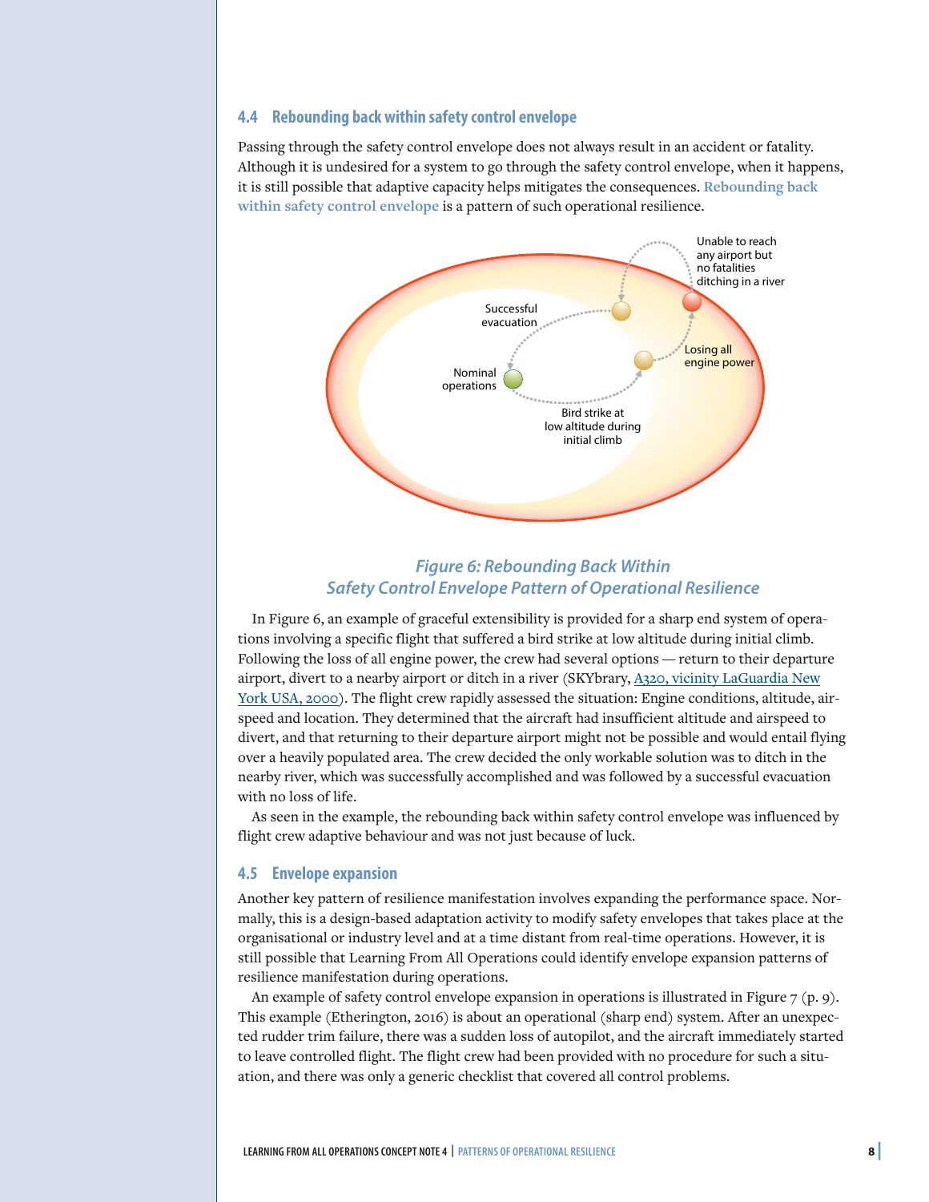### 4.4 Rebounding back within safety control envelope

Passing through the safety control envelope does not always result in an accident or fatality. Although it is undesired for a system to go through the safety control envelope, when it happens, it is still possible that adaptive capacity helps mitigates the consequences. **Rebounding back within safety control envelope** is a pattern of such operational resilience.

*Figure 6: Rebounding Back Within Safety Control Envelope Pattern of Operational Resilience*

In Figure 6, an example of graceful extensibility is provided for a sharp end system of operations involving a specific flight that suffered a bird strike at low altitude during initial climb. Following the loss of all engine power, the crew had several options — return to their departure airport, divert to a nearby airport or ditch in a river (SKYbrary, A320, vicinity LaGuardia New York USA, 2000). The flight crew rapidly assessed the situation: Engine conditions, altitude, airspeed and location. They determined that the aircraft had insufficient altitude and airspeed to divert, and that returning to their departure airport might not be possible and would entail flying over a heavily populated area. The crew decided the only workable solution was to ditch in the nearby river, which was successfully accomplished and was followed by a successful evacuation with no loss of life.

As seen in the example, the rebounding back within safety control envelope was influenced by flight crew adaptive behaviour and was not just because of luck.

### 4.5 Envelope expansion

Another key pattern of resilience manifestation involves expanding the performance space. Normally, this is a design-based adaptation activity to modify safety envelopes that takes place at the organisational or industry level and at a time distant from real-time operations. However, it is still possible that Learning From All Operations could identify envelope expansion patterns of resilience manifestation during operations.

An example of safety control envelope expansion in operations is illustrated in Figure 7 (p. 9). This example (Etherington, 2016) is about an operational (sharp end) system. After an unexpected rudder trim failure, there was a sudden loss of autopilot, and the aircraft immediately started to leave controlled flight. The flight crew had been provided with no procedure for such a situation, and there was only a generic checklist that covered all control problems.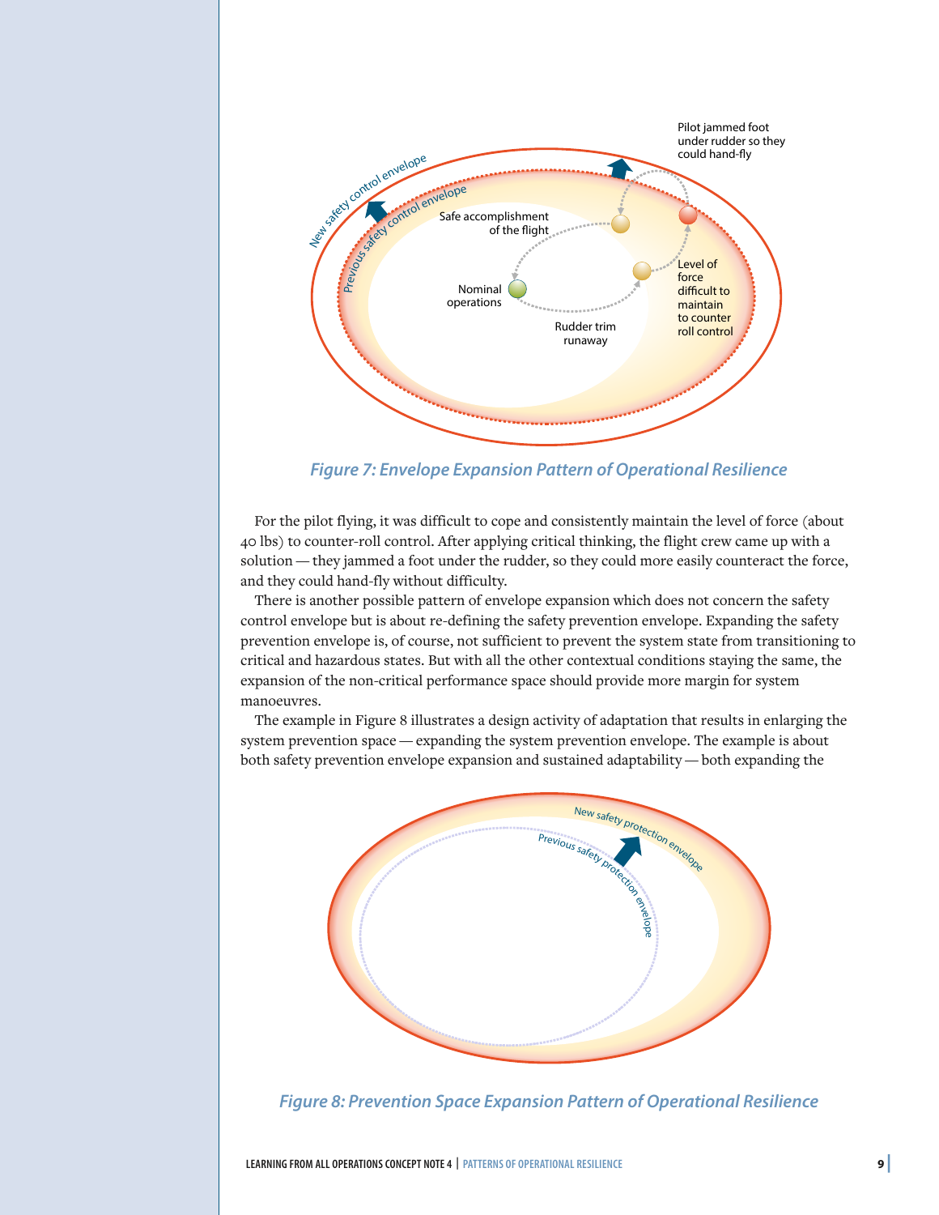*Figure 7: Envelope Expansion Pattern of Operational Resilience*

For the pilot flying, it was difficult to cope and consistently maintain the level of force (about 40 lbs) to counter-roll control. After applying critical thinking, the flight crew came up with a solution — they jammed a foot under the rudder, so they could more easily counteract the force, and they could hand-fly without difficulty.

There is another possible pattern of envelope expansion which does not concern the safety control envelope but is about re-defining the safety prevention envelope. Expanding the safety prevention envelope is, of course, not sufficient to prevent the system state from transitioning to critical and hazardous states. But with all the other contextual conditions staying the same, the expansion of the non-critical performance space should provide more margin for system manoeuvres.

The example in Figure 8 illustrates a design activity of adaptation that results in enlarging the system prevention space — expanding the system prevention envelope. The example is about both safety prevention envelope expansion and sustained adaptability — both expanding the

*Figure 8: Prevention Space Expansion Pattern of Operational Resilience*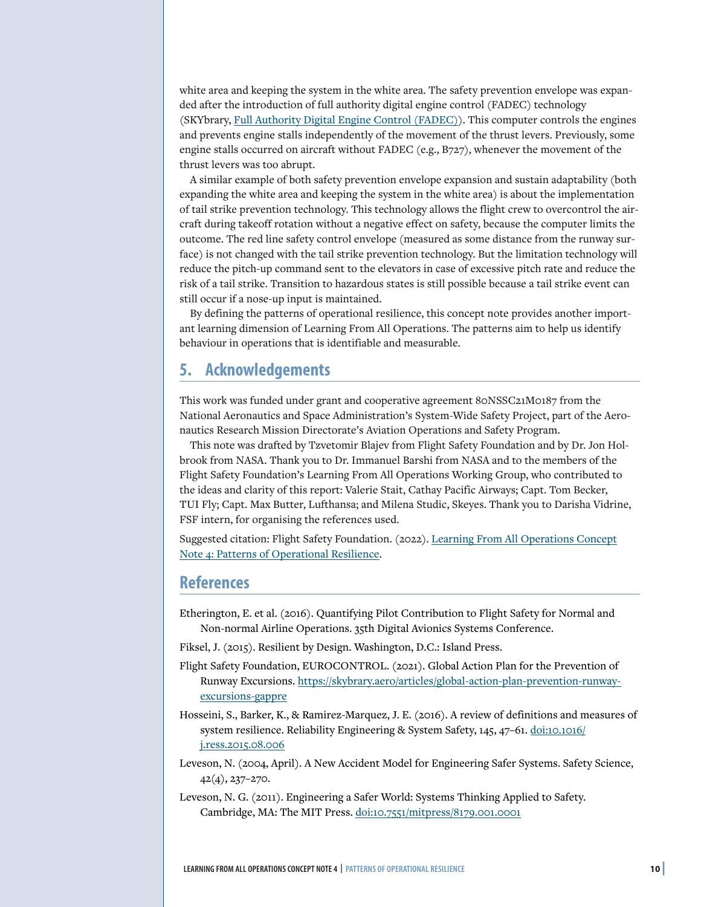white area and keeping the system in the white area. The safety prevention envelope was expanded after the introduction of full authority digital engine control (FADEC) technology (SKYbrary, [Full Authority Digital Engine Control (FADEC)](#)). This computer controls the engines and prevents engine stalls independently of the movement of the thrust levers. Previously, some engine stalls occurred on aircraft without FADEC (e.g., B727), whenever the movement of the thrust levers was too abrupt.

A similar example of both safety prevention envelope expansion and sustain adaptability (both expanding the white area and keeping the system in the white area) is about the implementation of tail strike prevention technology. This technology allows the flight crew to overcontrol the aircraft during takeoff rotation without a negative effect on safety, because the computer limits the outcome. The red line safety control envelope (measured as some distance from the runway surface) is not changed with the tail strike prevention technology. But the limitation technology will reduce the pitch-up command sent to the elevators in case of excessive pitch rate and reduce the risk of a tail strike. Transition to hazardous states is still possible because a tail strike event can still occur if a nose-up input is maintained.

By defining the patterns of operational resilience, this concept note provides another important learning dimension of Learning From All Operations. The patterns aim to help us identify behaviour in operations that is identifiable and measurable.

## 5. Acknowledgements

This work was funded under grant and cooperative agreement 80NSSC21M0187 from the National Aeronautics and Space Administration's System-Wide Safety Project, part of the Aeronautics Research Mission Directorate's Aviation Operations and Safety Program.

This note was drafted by Tzvetomir Blajev from Flight Safety Foundation and by Dr. Jon Holbrook from NASA. Thank you to Dr. Immanuel Barshi from NASA and to the members of the Flight Safety Foundation's Learning From All Operations Working Group, who contributed to the ideas and clarity of this report: Valerie Stait, Cathay Pacific Airways; Capt. Tom Becker, TUI Fly; Capt. Max Butter, Lufthansa; and Milena Studic, Skeyes. Thank you to Darisha Vidrine, FSF intern, for organising the references used.

Suggested citation: Flight Safety Foundation. (2022). [Learning From All Operations Concept Note 4: Patterns of Operational Resilience](#).

## References

Etherington, E. et al. (2016). Quantifying Pilot Contribution to Flight Safety for Normal and Non-normal Airline Operations. 35th Digital Avionics Systems Conference.

Fiksel, J. (2015). Resilient by Design. Washington, D.C.: Island Press.

Flight Safety Foundation, EUROCONTROL. (2021). Global Action Plan for the Prevention of Runway Excursions. https://skybrary.aero/articles/global-action-plan-prevention-runway-excursions-gappre

Hosseini, S., Barker, K., & Ramirez-Marquez, J. E. (2016). A review of definitions and measures of system resilience. Reliability Engineering & System Safety, 145, 47–61. doi:10.1016/j.ress.2015.08.006

Leveson, N. (2004, April). A New Accident Model for Engineering Safer Systems. Safety Science, 42(4), 237–270.

Leveson, N. G. (2011). Engineering a Safer World: Systems Thinking Applied to Safety. Cambridge, MA: The MIT Press. doi:10.7551/mitpress/8179.001.0001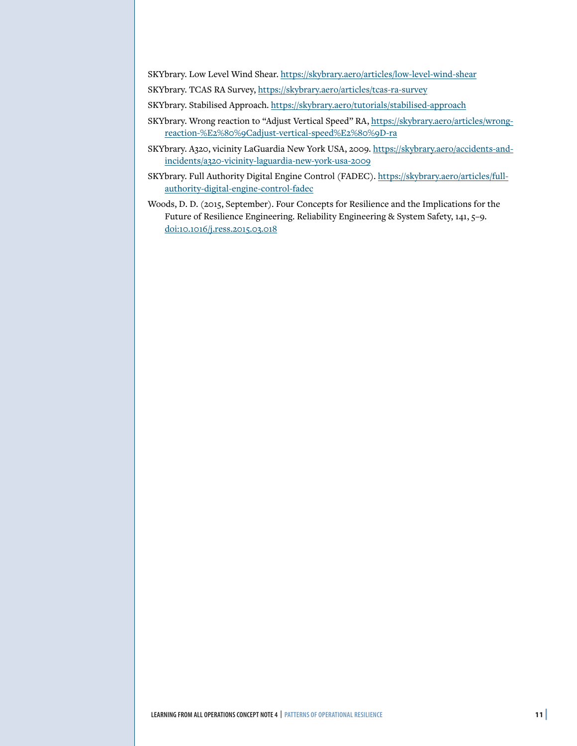SKYbrary. Low Level Wind Shear. https://skybrary.aero/articles/low-level-wind-shear

SKYbrary. TCAS RA Survey, https://skybrary.aero/articles/tcas-ra-survey

SKYbrary. Stabilised Approach. https://skybrary.aero/tutorials/stabilised-approach

SKYbrary. Wrong reaction to "Adjust Vertical Speed" RA, https://skybrary.aero/articles/wrong-reaction-%E2%80%9Cadjust-vertical-speed%E2%80%9D-ra

SKYbrary. A320, vicinity LaGuardia New York USA, 2009. https://skybrary.aero/accidents-and-incidents/a320-vicinity-laguardia-new-york-usa-2009

SKYbrary. Full Authority Digital Engine Control (FADEC). https://skybrary.aero/articles/full-authority-digital-engine-control-fadec

Woods, D. D. (2015, September). Four Concepts for Resilience and the Implications for the Future of Resilience Engineering. Reliability Engineering & System Safety, 141, 5–9. doi:10.1016/j.ress.2015.03.018